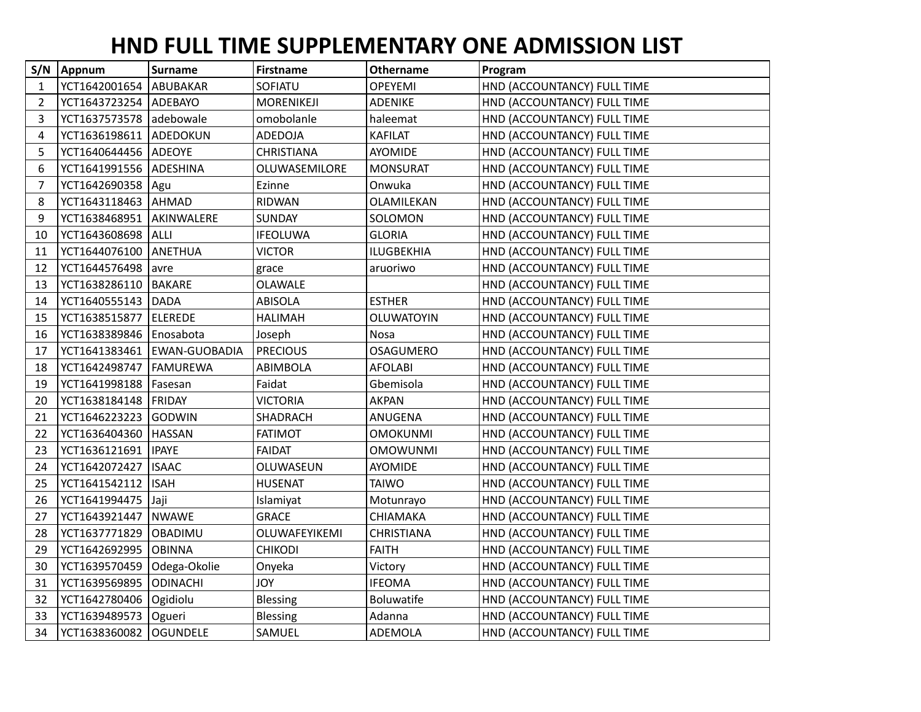# HND FULL TIME SUPPLEMENTARY ONE ADMISSION LIST

| S/N | Appnum | Surname | Firstname | Othername | Program |
|---|---|---|---|---|---|
| 1 | YCT1642001654 | ABUBAKAR | SOFIATU | OPEYEMI | HND (ACCOUNTANCY) FULL TIME |
| 2 | YCT1643723254 | ADEBAYO | MORENIKEJI | ADENIKE | HND (ACCOUNTANCY) FULL TIME |
| 3 | YCT1637573578 | adebowale | omobolanle | haleemat | HND (ACCOUNTANCY) FULL TIME |
| 4 | YCT1636198611 | ADEDOKUN | ADEDOJA | KAFILAT | HND (ACCOUNTANCY) FULL TIME |
| 5 | YCT1640644456 | ADEOYE | CHRISTIANA | AYOMIDE | HND (ACCOUNTANCY) FULL TIME |
| 6 | YCT1641991556 | ADESHINA | OLUWASEMILORE | MONSURAT | HND (ACCOUNTANCY) FULL TIME |
| 7 | YCT1642690358 | Agu | Ezinne | Onwuka | HND (ACCOUNTANCY) FULL TIME |
| 8 | YCT1643118463 | AHMAD | RIDWAN | OLAMILEKAN | HND (ACCOUNTANCY) FULL TIME |
| 9 | YCT1638468951 | AKINWALERE | SUNDAY | SOLOMON | HND (ACCOUNTANCY) FULL TIME |
| 10 | YCT1643608698 | ALLI | IFEOLUWA | GLORIA | HND (ACCOUNTANCY) FULL TIME |
| 11 | YCT1644076100 | ANETHUA | VICTOR | ILUGBEKHIA | HND (ACCOUNTANCY) FULL TIME |
| 12 | YCT1644576498 | avre | grace | aruoriwo | HND (ACCOUNTANCY) FULL TIME |
| 13 | YCT1638286110 | BAKARE | OLAWALE | | HND (ACCOUNTANCY) FULL TIME |
| 14 | YCT1640555143 | DADA | ABISOLA | ESTHER | HND (ACCOUNTANCY) FULL TIME |
| 15 | YCT1638515877 | ELEREDE | HALIMAH | OLUWATOYIN | HND (ACCOUNTANCY) FULL TIME |
| 16 | YCT1638389846 | Enosabota | Joseph | Nosa | HND (ACCOUNTANCY) FULL TIME |
| 17 | YCT1641383461 | EWAN-GUOBADIA | PRECIOUS | OSAGUMERO | HND (ACCOUNTANCY) FULL TIME |
| 18 | YCT1642498747 | FAMUREWA | ABIMBOLA | AFOLABI | HND (ACCOUNTANCY) FULL TIME |
| 19 | YCT1641998188 | Fasesan | Faidat | Gbemisola | HND (ACCOUNTANCY) FULL TIME |
| 20 | YCT1638184148 | FRIDAY | VICTORIA | AKPAN | HND (ACCOUNTANCY) FULL TIME |
| 21 | YCT1646223223 | GODWIN | SHADRACH | ANUGENA | HND (ACCOUNTANCY) FULL TIME |
| 22 | YCT1636404360 | HASSAN | FATIMOT | OMOKUNMI | HND (ACCOUNTANCY) FULL TIME |
| 23 | YCT1636121691 | IPAYE | FAIDAT | OMOWUNMI | HND (ACCOUNTANCY) FULL TIME |
| 24 | YCT1642072427 | ISAAC | OLUWASEUN | AYOMIDE | HND (ACCOUNTANCY) FULL TIME |
| 25 | YCT1641542112 | ISAH | HUSENAT | TAIWO | HND (ACCOUNTANCY) FULL TIME |
| 26 | YCT1641994475 | Jaji | Islamiyat | Motunrayo | HND (ACCOUNTANCY) FULL TIME |
| 27 | YCT1643921447 | NWAWE | GRACE | CHIAMAKA | HND (ACCOUNTANCY) FULL TIME |
| 28 | YCT1637771829 | OBADIMU | OLUWAFEYIKEMI | CHRISTIANA | HND (ACCOUNTANCY) FULL TIME |
| 29 | YCT1642692995 | OBINNA | CHIKODI | FAITH | HND (ACCOUNTANCY) FULL TIME |
| 30 | YCT1639570459 | Odega-Okolie | Onyeka | Victory | HND (ACCOUNTANCY) FULL TIME |
| 31 | YCT1639569895 | ODINACHI | JOY | IFEOMA | HND (ACCOUNTANCY) FULL TIME |
| 32 | YCT1642780406 | Ogidiolu | Blessing | Boluwatife | HND (ACCOUNTANCY) FULL TIME |
| 33 | YCT1639489573 | Ogueri | Blessing | Adanna | HND (ACCOUNTANCY) FULL TIME |
| 34 | YCT1638360082 | OGUNDELE | SAMUEL | ADEMOLA | HND (ACCOUNTANCY) FULL TIME |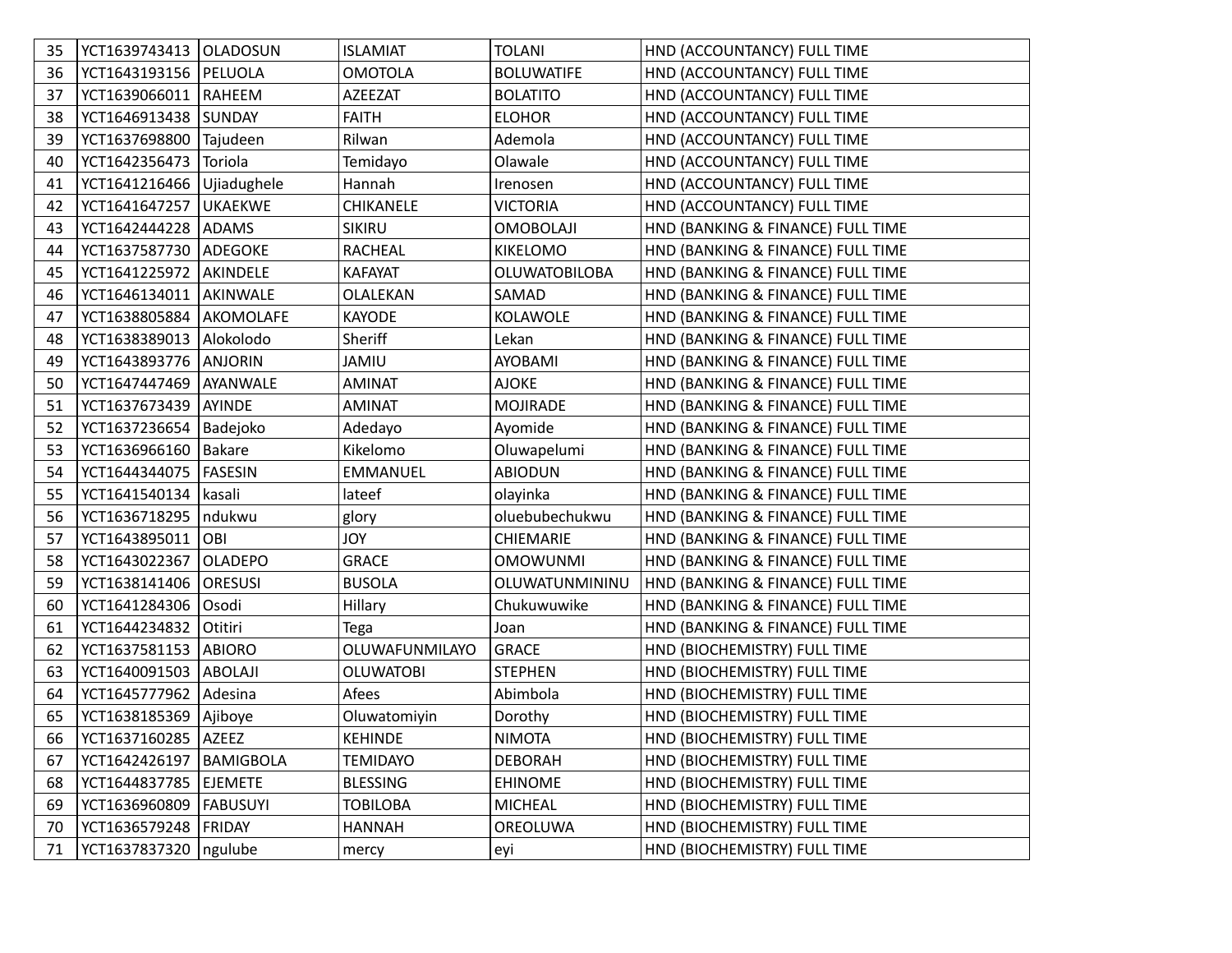| 35 | YCT1639743413 | OLADOSUN | ISLAMIAT | TOLANI | HND (ACCOUNTANCY) FULL TIME |
|---|---|---|---|---|---|
| 36 | YCT1643193156 | PELUOLA | OMOTOLA | BOLUWATIFE | HND (ACCOUNTANCY) FULL TIME |
| 37 | YCT1639066011 | RAHEEM | AZEEZAT | BOLATITO | HND (ACCOUNTANCY) FULL TIME |
| 38 | YCT1646913438 | SUNDAY | FAITH | ELOHOR | HND (ACCOUNTANCY) FULL TIME |
| 39 | YCT1637698800 | Tajudeen | Rilwan | Ademola | HND (ACCOUNTANCY) FULL TIME |
| 40 | YCT1642356473 | Toriola | Temidayo | Olawale | HND (ACCOUNTANCY) FULL TIME |
| 41 | YCT1641216466 | Ujiadughele | Hannah | Irenosen | HND (ACCOUNTANCY) FULL TIME |
| 42 | YCT1641647257 | UKAEKWE | CHIKANELE | VICTORIA | HND (ACCOUNTANCY) FULL TIME |
| 43 | YCT1642444228 | ADAMS | SIKIRU | OMOBOLAJI | HND (BANKING & FINANCE) FULL TIME |
| 44 | YCT1637587730 | ADEGOKE | RACHEAL | KIKELOMO | HND (BANKING & FINANCE) FULL TIME |
| 45 | YCT1641225972 | AKINDELE | KAFAYAT | OLUWATOBILOBA | HND (BANKING & FINANCE) FULL TIME |
| 46 | YCT1646134011 | AKINWALE | OLALEKAN | SAMAD | HND (BANKING & FINANCE) FULL TIME |
| 47 | YCT1638805884 | AKOMOLAFE | KAYODE | KOLAWOLE | HND (BANKING & FINANCE) FULL TIME |
| 48 | YCT1638389013 | Alokolodo | Sheriff | Lekan | HND (BANKING & FINANCE) FULL TIME |
| 49 | YCT1643893776 | ANJORIN | JAMIU | AYOBAMI | HND (BANKING & FINANCE) FULL TIME |
| 50 | YCT1647447469 | AYANWALE | AMINAT | AJOKE | HND (BANKING & FINANCE) FULL TIME |
| 51 | YCT1637673439 | AYINDE | AMINAT | MOJIRADE | HND (BANKING & FINANCE) FULL TIME |
| 52 | YCT1637236654 | Badejoko | Adedayo | Ayomide | HND (BANKING & FINANCE) FULL TIME |
| 53 | YCT1636966160 | Bakare | Kikelomo | Oluwapelumi | HND (BANKING & FINANCE) FULL TIME |
| 54 | YCT1644344075 | FASESIN | EMMANUEL | ABIODUN | HND (BANKING & FINANCE) FULL TIME |
| 55 | YCT1641540134 | kasali | lateef | olayinka | HND (BANKING & FINANCE) FULL TIME |
| 56 | YCT1636718295 | ndukwu | glory | oluebubechukwu | HND (BANKING & FINANCE) FULL TIME |
| 57 | YCT1643895011 | OBI | JOY | CHIEMARIE | HND (BANKING & FINANCE) FULL TIME |
| 58 | YCT1643022367 | OLADEPO | GRACE | OMOWUNMI | HND (BANKING & FINANCE) FULL TIME |
| 59 | YCT1638141406 | ORESUSI | BUSOLA | OLUWATUNMININU | HND (BANKING & FINANCE) FULL TIME |
| 60 | YCT1641284306 | Osodi | Hillary | Chukuwuwike | HND (BANKING & FINANCE) FULL TIME |
| 61 | YCT1644234832 | Otitiri | Tega | Joan | HND (BANKING & FINANCE) FULL TIME |
| 62 | YCT1637581153 | ABIORO | OLUWAFUNMILAYO | GRACE | HND (BIOCHEMISTRY) FULL TIME |
| 63 | YCT1640091503 | ABOLAJI | OLUWATOBI | STEPHEN | HND (BIOCHEMISTRY) FULL TIME |
| 64 | YCT1645777962 | Adesina | Afees | Abimbola | HND (BIOCHEMISTRY) FULL TIME |
| 65 | YCT1638185369 | Ajiboye | Oluwatomiyin | Dorothy | HND (BIOCHEMISTRY) FULL TIME |
| 66 | YCT1637160285 | AZEEZ | KEHINDE | NIMOTA | HND (BIOCHEMISTRY) FULL TIME |
| 67 | YCT1642426197 | BAMIGBOLA | TEMIDAYO | DEBORAH | HND (BIOCHEMISTRY) FULL TIME |
| 68 | YCT1644837785 | EJEMETE | BLESSING | EHINOME | HND (BIOCHEMISTRY) FULL TIME |
| 69 | YCT1636960809 | FABUSUYI | TOBILOBA | MICHEAL | HND (BIOCHEMISTRY) FULL TIME |
| 70 | YCT1636579248 | FRIDAY | HANNAH | OREOLUWA | HND (BIOCHEMISTRY) FULL TIME |
| 71 | YCT1637837320 | ngulube | mercy | eyi | HND (BIOCHEMISTRY) FULL TIME |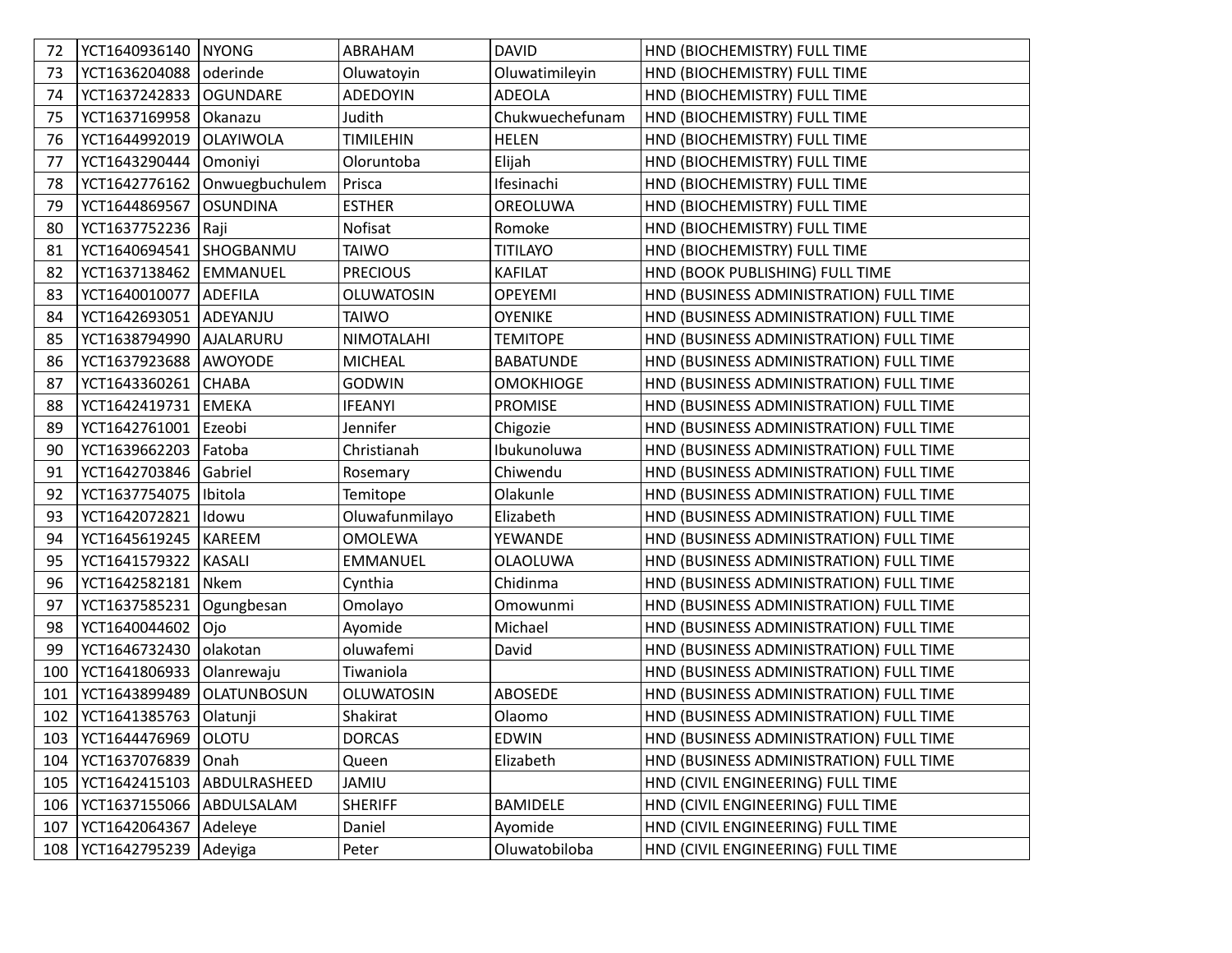| 72 | YCT1640936140 | NYONG | ABRAHAM | DAVID | HND (BIOCHEMISTRY) FULL TIME |
|---|---|---|---|---|---|
| 73 | YCT1636204088 | oderinde | Oluwatoyin | Oluwatimileyin | HND (BIOCHEMISTRY) FULL TIME |
| 74 | YCT1637242833 | OGUNDARE | ADEDOYIN | ADEOLA | HND (BIOCHEMISTRY) FULL TIME |
| 75 | YCT1637169958 | Okanazu | Judith | Chukwuechefunam | HND (BIOCHEMISTRY) FULL TIME |
| 76 | YCT1644992019 | OLAYIWOLA | TIMILEHIN | HELEN | HND (BIOCHEMISTRY) FULL TIME |
| 77 | YCT1643290444 | Omoniyi | Oloruntoba | Elijah | HND (BIOCHEMISTRY) FULL TIME |
| 78 | YCT1642776162 | Onwuegbuchulem | Prisca | Ifesinachi | HND (BIOCHEMISTRY) FULL TIME |
| 79 | YCT1644869567 | OSUNDINA | ESTHER | OREOLUWA | HND (BIOCHEMISTRY) FULL TIME |
| 80 | YCT1637752236 | Raji | Nofisat | Romoke | HND (BIOCHEMISTRY) FULL TIME |
| 81 | YCT1640694541 | SHOGBANMU | TAIWO | TITILAYO | HND (BIOCHEMISTRY) FULL TIME |
| 82 | YCT1637138462 | EMMANUEL | PRECIOUS | KAFILAT | HND (BOOK PUBLISHING) FULL TIME |
| 83 | YCT1640010077 | ADEFILA | OLUWATOSIN | OPEYEMI | HND (BUSINESS ADMINISTRATION) FULL TIME |
| 84 | YCT1642693051 | ADEYANJU | TAIWO | OYENIKE | HND (BUSINESS ADMINISTRATION) FULL TIME |
| 85 | YCT1638794990 | AJALARURU | NIMOTALAHI | TEMITOPE | HND (BUSINESS ADMINISTRATION) FULL TIME |
| 86 | YCT1637923688 | AWOYODE | MICHEAL | BABATUNDE | HND (BUSINESS ADMINISTRATION) FULL TIME |
| 87 | YCT1643360261 | CHABA | GODWIN | OMOKHIOGE | HND (BUSINESS ADMINISTRATION) FULL TIME |
| 88 | YCT1642419731 | EMEKA | IFEANYI | PROMISE | HND (BUSINESS ADMINISTRATION) FULL TIME |
| 89 | YCT1642761001 | Ezeobi | Jennifer | Chigozie | HND (BUSINESS ADMINISTRATION) FULL TIME |
| 90 | YCT1639662203 | Fatoba | Christianah | Ibukunoluwa | HND (BUSINESS ADMINISTRATION) FULL TIME |
| 91 | YCT1642703846 | Gabriel | Rosemary | Chiwendu | HND (BUSINESS ADMINISTRATION) FULL TIME |
| 92 | YCT1637754075 | Ibitola | Temitope | Olakunle | HND (BUSINESS ADMINISTRATION) FULL TIME |
| 93 | YCT1642072821 | Idowu | Oluwafunmilayo | Elizabeth | HND (BUSINESS ADMINISTRATION) FULL TIME |
| 94 | YCT1645619245 | KAREEM | OMOLEWA | YEWANDE | HND (BUSINESS ADMINISTRATION) FULL TIME |
| 95 | YCT1641579322 | KASALI | EMMANUEL | OLAOLUWA | HND (BUSINESS ADMINISTRATION) FULL TIME |
| 96 | YCT1642582181 | Nkem | Cynthia | Chidinma | HND (BUSINESS ADMINISTRATION) FULL TIME |
| 97 | YCT1637585231 | Ogungbesan | Omolayo | Omowunmi | HND (BUSINESS ADMINISTRATION) FULL TIME |
| 98 | YCT1640044602 | Ojo | Ayomide | Michael | HND (BUSINESS ADMINISTRATION) FULL TIME |
| 99 | YCT1646732430 | olakotan | oluwafemi | David | HND (BUSINESS ADMINISTRATION) FULL TIME |
| 100 | YCT1641806933 | Olanrewaju | Tiwaniola | | HND (BUSINESS ADMINISTRATION) FULL TIME |
| 101 | YCT1643899489 | OLATUNBOSUN | OLUWATOSIN | ABOSEDE | HND (BUSINESS ADMINISTRATION) FULL TIME |
| 102 | YCT1641385763 | Olatunji | Shakirat | Olaomo | HND (BUSINESS ADMINISTRATION) FULL TIME |
| 103 | YCT1644476969 | OLOTU | DORCAS | EDWIN | HND (BUSINESS ADMINISTRATION) FULL TIME |
| 104 | YCT1637076839 | Onah | Queen | Elizabeth | HND (BUSINESS ADMINISTRATION) FULL TIME |
| 105 | YCT1642415103 | ABDULRASHEED | JAMIU | | HND (CIVIL ENGINEERING) FULL TIME |
| 106 | YCT1637155066 | ABDULSALAM | SHERIFF | BAMIDELE | HND (CIVIL ENGINEERING) FULL TIME |
| 107 | YCT1642064367 | Adeleye | Daniel | Ayomide | HND (CIVIL ENGINEERING) FULL TIME |
| 108 | YCT1642795239 | Adeyiga | Peter | Oluwatobiloba | HND (CIVIL ENGINEERING) FULL TIME |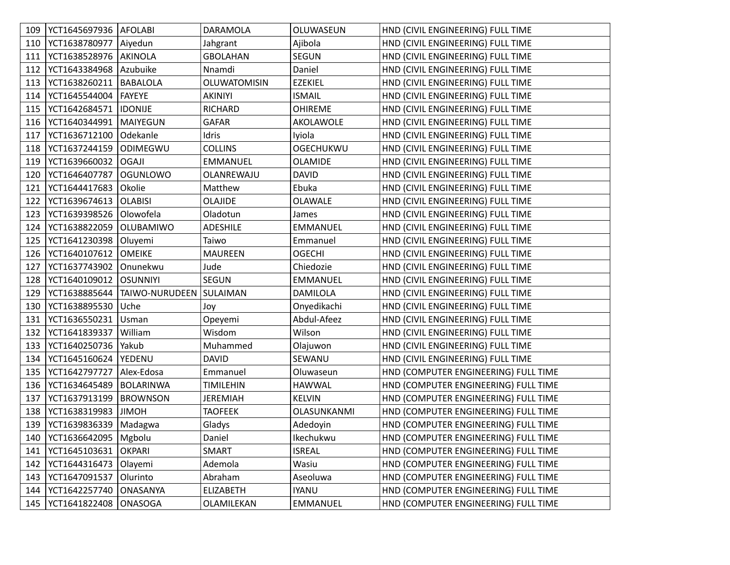| | | | | | |
|---|---|---|---|---|---|
| 109 | YCT1645697936 | AFOLABI | DARAMOLA | OLUWASEUN | HND (CIVIL ENGINEERING) FULL TIME |
| 110 | YCT1638780977 | Aiyedun | Jahgrant | Ajibola | HND (CIVIL ENGINEERING) FULL TIME |
| 111 | YCT1638528976 | AKINOLA | GBOLAHAN | SEGUN | HND (CIVIL ENGINEERING) FULL TIME |
| 112 | YCT1643384968 | Azubuike | Nnamdi | Daniel | HND (CIVIL ENGINEERING) FULL TIME |
| 113 | YCT1638260211 | BABALOLA | OLUWATOMISIN | EZEKIEL | HND (CIVIL ENGINEERING) FULL TIME |
| 114 | YCT1645544004 | FAYEYE | AKINIYI | ISMAIL | HND (CIVIL ENGINEERING) FULL TIME |
| 115 | YCT1642684571 | IDONIJE | RICHARD | OHIREME | HND (CIVIL ENGINEERING) FULL TIME |
| 116 | YCT1640344991 | MAIYEGUN | GAFAR | AKOLAWOLE | HND (CIVIL ENGINEERING) FULL TIME |
| 117 | YCT1636712100 | Odekanle | Idris | Iyiola | HND (CIVIL ENGINEERING) FULL TIME |
| 118 | YCT1637244159 | ODIMEGWU | COLLINS | OGECHUKWU | HND (CIVIL ENGINEERING) FULL TIME |
| 119 | YCT1639660032 | OGAJI | EMMANUEL | OLAMIDE | HND (CIVIL ENGINEERING) FULL TIME |
| 120 | YCT1646407787 | OGUNLOWO | OLANREWAJU | DAVID | HND (CIVIL ENGINEERING) FULL TIME |
| 121 | YCT1644417683 | Okolie | Matthew | Ebuka | HND (CIVIL ENGINEERING) FULL TIME |
| 122 | YCT1639674613 | OLABISI | OLAJIDE | OLAWALE | HND (CIVIL ENGINEERING) FULL TIME |
| 123 | YCT1639398526 | Olowofela | Oladotun | James | HND (CIVIL ENGINEERING) FULL TIME |
| 124 | YCT1638822059 | OLUBAMIWO | ADESHILE | EMMANUEL | HND (CIVIL ENGINEERING) FULL TIME |
| 125 | YCT1641230398 | Oluyemi | Taiwo | Emmanuel | HND (CIVIL ENGINEERING) FULL TIME |
| 126 | YCT1640107612 | OMEIKE | MAUREEN | OGECHI | HND (CIVIL ENGINEERING) FULL TIME |
| 127 | YCT1637743902 | Onunekwu | Jude | Chiedozie | HND (CIVIL ENGINEERING) FULL TIME |
| 128 | YCT1640109012 | OSUNNIYI | SEGUN | EMMANUEL | HND (CIVIL ENGINEERING) FULL TIME |
| 129 | YCT1638885644 | TAIWO-NURUDEEN | SULAIMAN | DAMILOLA | HND (CIVIL ENGINEERING) FULL TIME |
| 130 | YCT1638895530 | Uche | Joy | Onyedikachi | HND (CIVIL ENGINEERING) FULL TIME |
| 131 | YCT1636550231 | Usman | Opeyemi | Abdul-Afeez | HND (CIVIL ENGINEERING) FULL TIME |
| 132 | YCT1641839337 | William | Wisdom | Wilson | HND (CIVIL ENGINEERING) FULL TIME |
| 133 | YCT1640250736 | Yakub | Muhammed | Olajuwon | HND (CIVIL ENGINEERING) FULL TIME |
| 134 | YCT1645160624 | YEDENU | DAVID | SEWANU | HND (CIVIL ENGINEERING) FULL TIME |
| 135 | YCT1642797727 | Alex-Edosa | Emmanuel | Oluwaseun | HND (COMPUTER ENGINEERING) FULL TIME |
| 136 | YCT1634645489 | BOLARINWA | TIMILEHIN | HAWWAL | HND (COMPUTER ENGINEERING) FULL TIME |
| 137 | YCT1637913199 | BROWNSON | JEREMIAH | KELVIN | HND (COMPUTER ENGINEERING) FULL TIME |
| 138 | YCT1638319983 | JIMOH | TAOFEEK | OLASUNKANMI | HND (COMPUTER ENGINEERING) FULL TIME |
| 139 | YCT1639836339 | Madagwa | Gladys | Adedoyin | HND (COMPUTER ENGINEERING) FULL TIME |
| 140 | YCT1636642095 | Mgbolu | Daniel | Ikechukwu | HND (COMPUTER ENGINEERING) FULL TIME |
| 141 | YCT1645103631 | OKPARI | SMART | ISREAL | HND (COMPUTER ENGINEERING) FULL TIME |
| 142 | YCT1644316473 | Olayemi | Ademola | Wasiu | HND (COMPUTER ENGINEERING) FULL TIME |
| 143 | YCT1647091537 | Olurinto | Abraham | Aseoluwa | HND (COMPUTER ENGINEERING) FULL TIME |
| 144 | YCT1642257740 | ONASANYA | ELIZABETH | IYANU | HND (COMPUTER ENGINEERING) FULL TIME |
| 145 | YCT1641822408 | ONASOGA | OLAMILEKAN | EMMANUEL | HND (COMPUTER ENGINEERING) FULL TIME |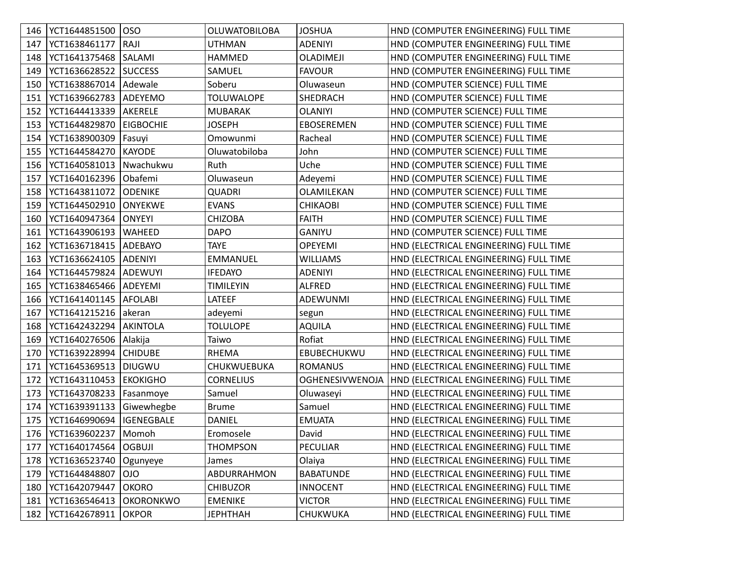| | | | | | |
|---|---|---|---|---|---|
| 146 | YCT1644851500 | OSO | OLUWATOBILOBA | JOSHUA | HND (COMPUTER ENGINEERING) FULL TIME |
| 147 | YCT1638461177 | RAJI | UTHMAN | ADENIYI | HND (COMPUTER ENGINEERING) FULL TIME |
| 148 | YCT1641375468 | SALAMI | HAMMED | OLADIMEJI | HND (COMPUTER ENGINEERING) FULL TIME |
| 149 | YCT1636628522 | SUCCESS | SAMUEL | FAVOUR | HND (COMPUTER ENGINEERING) FULL TIME |
| 150 | YCT1638867014 | Adewale | Soberu | Oluwaseun | HND (COMPUTER SCIENCE) FULL TIME |
| 151 | YCT1639662783 | ADEYEMO | TOLUWALOPE | SHEDRACH | HND (COMPUTER SCIENCE) FULL TIME |
| 152 | YCT1644413339 | AKERELE | MUBARAK | OLANIYI | HND (COMPUTER SCIENCE) FULL TIME |
| 153 | YCT1644829870 | EIGBOCHIE | JOSEPH | EBOSEREMEN | HND (COMPUTER SCIENCE) FULL TIME |
| 154 | YCT1638900309 | Fasuyi | Omowunmi | Racheal | HND (COMPUTER SCIENCE) FULL TIME |
| 155 | YCT1644584270 | KAYODE | Oluwatobiloba | John | HND (COMPUTER SCIENCE) FULL TIME |
| 156 | YCT1640581013 | Nwachukwu | Ruth | Uche | HND (COMPUTER SCIENCE) FULL TIME |
| 157 | YCT1640162396 | Obafemi | Oluwaseun | Adeyemi | HND (COMPUTER SCIENCE) FULL TIME |
| 158 | YCT1643811072 | ODENIKE | QUADRI | OLAMILEKAN | HND (COMPUTER SCIENCE) FULL TIME |
| 159 | YCT1644502910 | ONYEKWE | EVANS | CHIKAOBI | HND (COMPUTER SCIENCE) FULL TIME |
| 160 | YCT1640947364 | ONYEYI | CHIZOBA | FAITH | HND (COMPUTER SCIENCE) FULL TIME |
| 161 | YCT1643906193 | WAHEED | DAPO | GANIYU | HND (COMPUTER SCIENCE) FULL TIME |
| 162 | YCT1636718415 | ADEBAYO | TAYE | OPEYEMI | HND (ELECTRICAL ENGINEERING) FULL TIME |
| 163 | YCT1636624105 | ADENIYI | EMMANUEL | WILLIAMS | HND (ELECTRICAL ENGINEERING) FULL TIME |
| 164 | YCT1644579824 | ADEWUYI | IFEDAYO | ADENIYI | HND (ELECTRICAL ENGINEERING) FULL TIME |
| 165 | YCT1638465466 | ADEYEMI | TIMILEYIN | ALFRED | HND (ELECTRICAL ENGINEERING) FULL TIME |
| 166 | YCT1641401145 | AFOLABI | LATEEF | ADEWUNMI | HND (ELECTRICAL ENGINEERING) FULL TIME |
| 167 | YCT1641215216 | akeran | adeyemi | segun | HND (ELECTRICAL ENGINEERING) FULL TIME |
| 168 | YCT1642432294 | AKINTOLA | TOLULOPE | AQUILA | HND (ELECTRICAL ENGINEERING) FULL TIME |
| 169 | YCT1640276506 | Alakija | Taiwo | Rofiat | HND (ELECTRICAL ENGINEERING) FULL TIME |
| 170 | YCT1639228994 | CHIDUBE | RHEMA | EBUBECHUKWU | HND (ELECTRICAL ENGINEERING) FULL TIME |
| 171 | YCT1645369513 | DIUGWU | CHUKWUEBUKA | ROMANUS | HND (ELECTRICAL ENGINEERING) FULL TIME |
| 172 | YCT1643110453 | EKOKIGHO | CORNELIUS | OGHENESIVWENOJA | HND (ELECTRICAL ENGINEERING) FULL TIME |
| 173 | YCT1643708233 | Fasanmoye | Samuel | Oluwaseyi | HND (ELECTRICAL ENGINEERING) FULL TIME |
| 174 | YCT1639391133 | Giwewhegbe | Brume | Samuel | HND (ELECTRICAL ENGINEERING) FULL TIME |
| 175 | YCT1646990694 | IGENEGBALE | DANIEL | EMUATA | HND (ELECTRICAL ENGINEERING) FULL TIME |
| 176 | YCT1639602237 | Momoh | Eromosele | David | HND (ELECTRICAL ENGINEERING) FULL TIME |
| 177 | YCT1640174564 | OGBUJI | THOMPSON | PECULIAR | HND (ELECTRICAL ENGINEERING) FULL TIME |
| 178 | YCT1636523740 | Ogunyeye | James | Olaiya | HND (ELECTRICAL ENGINEERING) FULL TIME |
| 179 | YCT1644848807 | OJO | ABDURRAHMON | BABATUNDE | HND (ELECTRICAL ENGINEERING) FULL TIME |
| 180 | YCT1642079447 | OKORO | CHIBUZOR | INNOCENT | HND (ELECTRICAL ENGINEERING) FULL TIME |
| 181 | YCT1636546413 | OKORONKWO | EMENIKE | VICTOR | HND (ELECTRICAL ENGINEERING) FULL TIME |
| 182 | YCT1642678911 | OKPOR | JEPHTHAH | CHUKWUKA | HND (ELECTRICAL ENGINEERING) FULL TIME |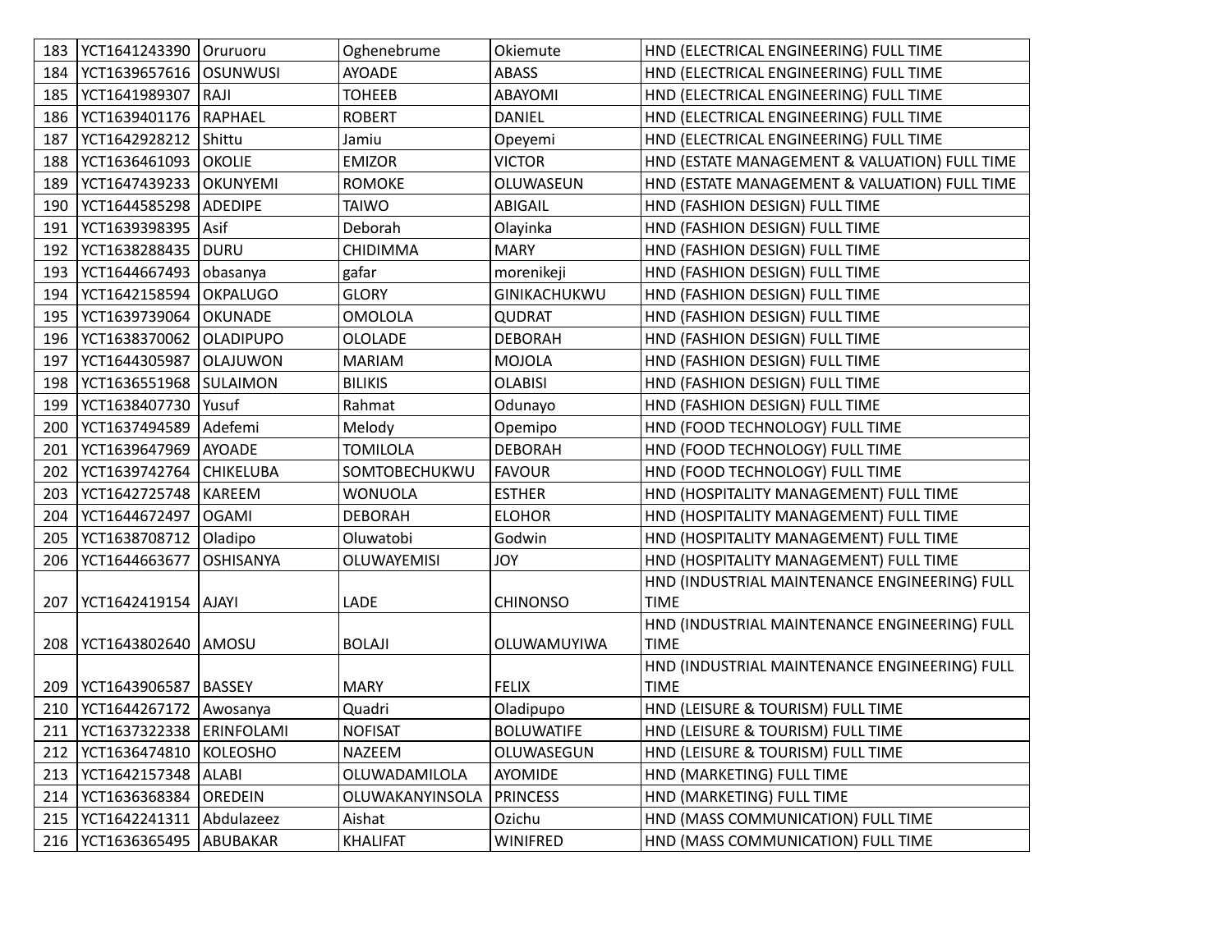| 183 | YCT1641243390 | Oruruoru | Oghenebrume | Okiemute | HND (ELECTRICAL ENGINEERING) FULL TIME |
|---|---|---|---|---|---|
| 184 | YCT1639657616 | OSUNWUSI | AYOADE | ABASS | HND (ELECTRICAL ENGINEERING) FULL TIME |
| 185 | YCT1641989307 | RAJI | TOHEEB | ABAYOMI | HND (ELECTRICAL ENGINEERING) FULL TIME |
| 186 | YCT1639401176 | RAPHAEL | ROBERT | DANIEL | HND (ELECTRICAL ENGINEERING) FULL TIME |
| 187 | YCT1642928212 | Shittu | Jamiu | Opeyemi | HND (ELECTRICAL ENGINEERING) FULL TIME |
| 188 | YCT1636461093 | OKOLIE | EMIZOR | VICTOR | HND (ESTATE MANAGEMENT & VALUATION) FULL TIME |
| 189 | YCT1647439233 | OKUNYEMI | ROMOKE | OLUWASEUN | HND (ESTATE MANAGEMENT & VALUATION) FULL TIME |
| 190 | YCT1644585298 | ADEDIPE | TAIWO | ABIGAIL | HND (FASHION DESIGN) FULL TIME |
| 191 | YCT1639398395 | Asif | Deborah | Olayinka | HND (FASHION DESIGN) FULL TIME |
| 192 | YCT1638288435 | DURU | CHIDIMMA | MARY | HND (FASHION DESIGN) FULL TIME |
| 193 | YCT1644667493 | obasanya | gafar | morenikeji | HND (FASHION DESIGN) FULL TIME |
| 194 | YCT1642158594 | OKPALUGO | GLORY | GINIKACHUKWU | HND (FASHION DESIGN) FULL TIME |
| 195 | YCT1639739064 | OKUNADE | OMOLOLA | QUDRAT | HND (FASHION DESIGN) FULL TIME |
| 196 | YCT1638370062 | OLADIPUPO | OLOLADE | DEBORAH | HND (FASHION DESIGN) FULL TIME |
| 197 | YCT1644305987 | OLAJUWON | MARIAM | MOJOLA | HND (FASHION DESIGN) FULL TIME |
| 198 | YCT1636551968 | SULAIMON | BILIKIS | OLABISI | HND (FASHION DESIGN) FULL TIME |
| 199 | YCT1638407730 | Yusuf | Rahmat | Odunayo | HND (FASHION DESIGN) FULL TIME |
| 200 | YCT1637494589 | Adefemi | Melody | Opemipo | HND (FOOD TECHNOLOGY) FULL TIME |
| 201 | YCT1639647969 | AYOADE | TOMILOLA | DEBORAH | HND (FOOD TECHNOLOGY) FULL TIME |
| 202 | YCT1639742764 | CHIKELUBA | SOMTOBECHUKWU | FAVOUR | HND (FOOD TECHNOLOGY) FULL TIME |
| 203 | YCT1642725748 | KAREEM | WONUOLA | ESTHER | HND (HOSPITALITY MANAGEMENT) FULL TIME |
| 204 | YCT1644672497 | OGAMI | DEBORAH | ELOHOR | HND (HOSPITALITY MANAGEMENT) FULL TIME |
| 205 | YCT1638708712 | Oladipo | Oluwatobi | Godwin | HND (HOSPITALITY MANAGEMENT) FULL TIME |
| 206 | YCT1644663677 | OSHISANYA | OLUWAYEMISI | JOY | HND (HOSPITALITY MANAGEMENT) FULL TIME |
| 207 | YCT1642419154 | AJAYI | LADE | CHINONSO | HND (INDUSTRIAL MAINTENANCE ENGINEERING) FULL TIME |
| 208 | YCT1643802640 | AMOSU | BOLAJI | OLUWAMUYIWA | HND (INDUSTRIAL MAINTENANCE ENGINEERING) FULL TIME |
| 209 | YCT1643906587 | BASSEY | MARY | FELIX | HND (INDUSTRIAL MAINTENANCE ENGINEERING) FULL TIME |
| 210 | YCT1644267172 | Awosanya | Quadri | Oladipupo | HND (LEISURE & TOURISM) FULL TIME |
| 211 | YCT1637322338 | ERINFOLAMI | NOFISAT | BOLUWATIFE | HND (LEISURE & TOURISM) FULL TIME |
| 212 | YCT1636474810 | KOLEOSHO | NAZEEM | OLUWASEGUN | HND (LEISURE & TOURISM) FULL TIME |
| 213 | YCT1642157348 | ALABI | OLUWADAMILOLA | AYOMIDE | HND (MARKETING) FULL TIME |
| 214 | YCT1636368384 | OREDEIN | OLUWAKANYINSOLA | PRINCESS | HND (MARKETING) FULL TIME |
| 215 | YCT1642241311 | Abdulazeez | Aishat | Ozichu | HND (MASS COMMUNICATION) FULL TIME |
| 216 | YCT1636365495 | ABUBAKAR | KHALIFAT | WINIFRED | HND (MASS COMMUNICATION) FULL TIME |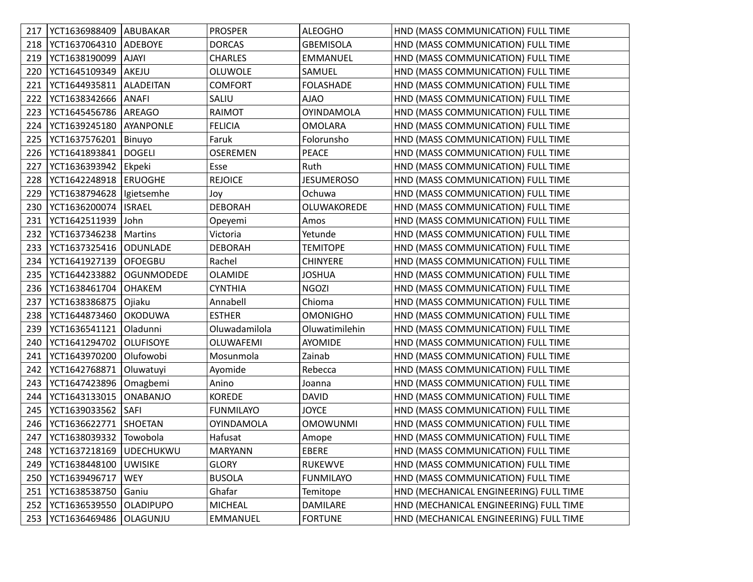| 217 | YCT1636988409 | ABUBAKAR | PROSPER | ALEOGHO | HND (MASS COMMUNICATION) FULL TIME |
|---|---|---|---|---|---|
| 218 | YCT1637064310 | ADEBOYE | DORCAS | GBEMISOLA | HND (MASS COMMUNICATION) FULL TIME |
| 219 | YCT1638190099 | AJAYI | CHARLES | EMMANUEL | HND (MASS COMMUNICATION) FULL TIME |
| 220 | YCT1645109349 | AKEJU | OLUWOLE | SAMUEL | HND (MASS COMMUNICATION) FULL TIME |
| 221 | YCT1644935811 | ALADEITAN | COMFORT | FOLASHADE | HND (MASS COMMUNICATION) FULL TIME |
| 222 | YCT1638342666 | ANAFI | SALIU | AJAO | HND (MASS COMMUNICATION) FULL TIME |
| 223 | YCT1645456786 | AREAGO | RAIMOT | OYINDAMOLA | HND (MASS COMMUNICATION) FULL TIME |
| 224 | YCT1639245180 | AYANPONLE | FELICIA | OMOLARA | HND (MASS COMMUNICATION) FULL TIME |
| 225 | YCT1637576201 | Binuyo | Faruk | Folorunsho | HND (MASS COMMUNICATION) FULL TIME |
| 226 | YCT1641893841 | DOGELI | OSEREMEN | PEACE | HND (MASS COMMUNICATION) FULL TIME |
| 227 | YCT1636393942 | Ekpeki | Esse | Ruth | HND (MASS COMMUNICATION) FULL TIME |
| 228 | YCT1642248918 | ERUOGHE | REJOICE | JESUMEROSO | HND (MASS COMMUNICATION) FULL TIME |
| 229 | YCT1638794628 | Igietsemhe | Joy | Ochuwa | HND (MASS COMMUNICATION) FULL TIME |
| 230 | YCT1636200074 | ISRAEL | DEBORAH | OLUWAKOREDE | HND (MASS COMMUNICATION) FULL TIME |
| 231 | YCT1642511939 | John | Opeyemi | Amos | HND (MASS COMMUNICATION) FULL TIME |
| 232 | YCT1637346238 | Martins | Victoria | Yetunde | HND (MASS COMMUNICATION) FULL TIME |
| 233 | YCT1637325416 | ODUNLADE | DEBORAH | TEMITOPE | HND (MASS COMMUNICATION) FULL TIME |
| 234 | YCT1641927139 | OFOEGBU | Rachel | CHINYERE | HND (MASS COMMUNICATION) FULL TIME |
| 235 | YCT1644233882 | OGUNMODEDE | OLAMIDE | JOSHUA | HND (MASS COMMUNICATION) FULL TIME |
| 236 | YCT1638461704 | OHAKEM | CYNTHIA | NGOZI | HND (MASS COMMUNICATION) FULL TIME |
| 237 | YCT1638386875 | Ojiaku | Annabell | Chioma | HND (MASS COMMUNICATION) FULL TIME |
| 238 | YCT1644873460 | OKODUWA | ESTHER | OMONIGHO | HND (MASS COMMUNICATION) FULL TIME |
| 239 | YCT1636541121 | Oladunni | Oluwadamilola | Oluwatimilehin | HND (MASS COMMUNICATION) FULL TIME |
| 240 | YCT1641294702 | OLUFISOYE | OLUWAFEMI | AYOMIDE | HND (MASS COMMUNICATION) FULL TIME |
| 241 | YCT1643970200 | Olufowobi | Mosunmola | Zainab | HND (MASS COMMUNICATION) FULL TIME |
| 242 | YCT1642768871 | Oluwatuyi | Ayomide | Rebecca | HND (MASS COMMUNICATION) FULL TIME |
| 243 | YCT1647423896 | Omagbemi | Anino | Joanna | HND (MASS COMMUNICATION) FULL TIME |
| 244 | YCT1643133015 | ONABANJO | KOREDE | DAVID | HND (MASS COMMUNICATION) FULL TIME |
| 245 | YCT1639033562 | SAFI | FUNMILAYO | JOYCE | HND (MASS COMMUNICATION) FULL TIME |
| 246 | YCT1636622771 | SHOETAN | OYINDAMOLA | OMOWUNMI | HND (MASS COMMUNICATION) FULL TIME |
| 247 | YCT1638039332 | Towobola | Hafusat | Amope | HND (MASS COMMUNICATION) FULL TIME |
| 248 | YCT1637218169 | UDECHUKWU | MARYANN | EBERE | HND (MASS COMMUNICATION) FULL TIME |
| 249 | YCT1638448100 | UWISIKE | GLORY | RUKEWVE | HND (MASS COMMUNICATION) FULL TIME |
| 250 | YCT1639496717 | WEY | BUSOLA | FUNMILAYO | HND (MASS COMMUNICATION) FULL TIME |
| 251 | YCT1638538750 | Ganiu | Ghafar | Temitope | HND (MECHANICAL ENGINEERING) FULL TIME |
| 252 | YCT1636539550 | OLADIPUPO | MICHEAL | DAMILARE | HND (MECHANICAL ENGINEERING) FULL TIME |
| 253 | YCT1636469486 | OLAGUNJU | EMMANUEL | FORTUNE | HND (MECHANICAL ENGINEERING) FULL TIME |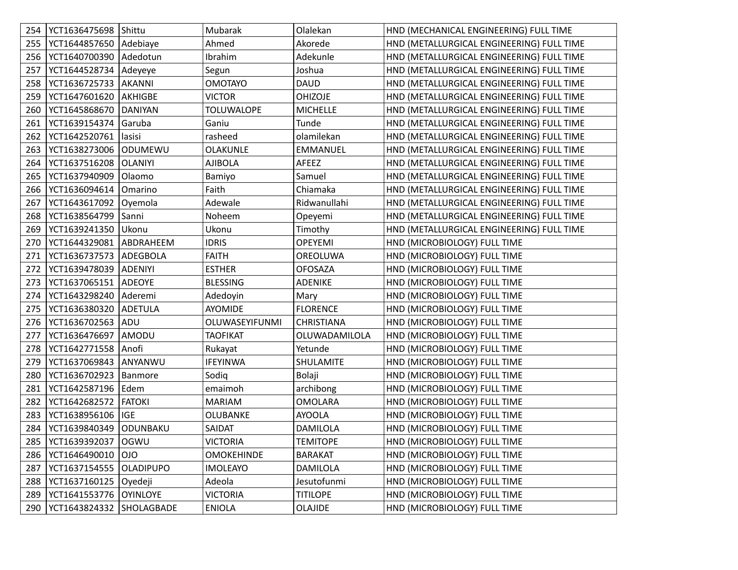| 254 | YCT1636475698 | Shittu | Mubarak | Olalekan | HND (MECHANICAL ENGINEERING) FULL TIME |
|---|---|---|---|---|---|
| 255 | YCT1644857650 | Adebiaye | Ahmed | Akorede | HND (METALLURGICAL ENGINEERING) FULL TIME |
| 256 | YCT1640700390 | Adedotun | Ibrahim | Adekunle | HND (METALLURGICAL ENGINEERING) FULL TIME |
| 257 | YCT1644528734 | Adeyeye | Segun | Joshua | HND (METALLURGICAL ENGINEERING) FULL TIME |
| 258 | YCT1636725733 | AKANNI | OMOTAYO | DAUD | HND (METALLURGICAL ENGINEERING) FULL TIME |
| 259 | YCT1647601620 | AKHIGBE | VICTOR | OHIZOJE | HND (METALLURGICAL ENGINEERING) FULL TIME |
| 260 | YCT1645868670 | DANIYAN | TOLUWALOPE | MICHELLE | HND (METALLURGICAL ENGINEERING) FULL TIME |
| 261 | YCT1639154374 | Garuba | Ganiu | Tunde | HND (METALLURGICAL ENGINEERING) FULL TIME |
| 262 | YCT1642520761 | lasisi | rasheed | olamilekan | HND (METALLURGICAL ENGINEERING) FULL TIME |
| 263 | YCT1638273006 | ODUMEWU | OLAKUNLE | EMMANUEL | HND (METALLURGICAL ENGINEERING) FULL TIME |
| 264 | YCT1637516208 | OLANIYI | AJIBOLA | AFEEZ | HND (METALLURGICAL ENGINEERING) FULL TIME |
| 265 | YCT1637940909 | Olaomo | Bamiyo | Samuel | HND (METALLURGICAL ENGINEERING) FULL TIME |
| 266 | YCT1636094614 | Omarino | Faith | Chiamaka | HND (METALLURGICAL ENGINEERING) FULL TIME |
| 267 | YCT1643617092 | Oyemola | Adewale | Ridwanullahi | HND (METALLURGICAL ENGINEERING) FULL TIME |
| 268 | YCT1638564799 | Sanni | Noheem | Opeyemi | HND (METALLURGICAL ENGINEERING) FULL TIME |
| 269 | YCT1639241350 | Ukonu | Ukonu | Timothy | HND (METALLURGICAL ENGINEERING) FULL TIME |
| 270 | YCT1644329081 | ABDRAHEEM | IDRIS | OPEYEMI | HND (MICROBIOLOGY) FULL TIME |
| 271 | YCT1636737573 | ADEGBOLA | FAITH | OREOLUWA | HND (MICROBIOLOGY) FULL TIME |
| 272 | YCT1639478039 | ADENIYI | ESTHER | OFOSAZA | HND (MICROBIOLOGY) FULL TIME |
| 273 | YCT1637065151 | ADEOYE | BLESSING | ADENIKE | HND (MICROBIOLOGY) FULL TIME |
| 274 | YCT1643298240 | Aderemi | Adedoyin | Mary | HND (MICROBIOLOGY) FULL TIME |
| 275 | YCT1636380320 | ADETULA | AYOMIDE | FLORENCE | HND (MICROBIOLOGY) FULL TIME |
| 276 | YCT1636702563 | ADU | OLUWASEYIFUNMI | CHRISTIANA | HND (MICROBIOLOGY) FULL TIME |
| 277 | YCT1636476697 | AMODU | TAOFIKAT | OLUWADAMILOLA | HND (MICROBIOLOGY) FULL TIME |
| 278 | YCT1642771558 | Anofi | Rukayat | Yetunde | HND (MICROBIOLOGY) FULL TIME |
| 279 | YCT1637069843 | ANYANWU | IFEYINWA | SHULAMITE | HND (MICROBIOLOGY) FULL TIME |
| 280 | YCT1636702923 | Banmore | Sodiq | Bolaji | HND (MICROBIOLOGY) FULL TIME |
| 281 | YCT1642587196 | Edem | emaimoh | archibong | HND (MICROBIOLOGY) FULL TIME |
| 282 | YCT1642682572 | FATOKI | MARIAM | OMOLARA | HND (MICROBIOLOGY) FULL TIME |
| 283 | YCT1638956106 | IGE | OLUBANKE | AYOOLA | HND (MICROBIOLOGY) FULL TIME |
| 284 | YCT1639840349 | ODUNBAKU | SAIDAT | DAMILOLA | HND (MICROBIOLOGY) FULL TIME |
| 285 | YCT1639392037 | OGWU | VICTORIA | TEMITOPE | HND (MICROBIOLOGY) FULL TIME |
| 286 | YCT1646490010 | OJO | OMOKEHINDE | BARAKAT | HND (MICROBIOLOGY) FULL TIME |
| 287 | YCT1637154555 | OLADIPUPO | IMOLEAYO | DAMILOLA | HND (MICROBIOLOGY) FULL TIME |
| 288 | YCT1637160125 | Oyedeji | Adeola | Jesutofunmi | HND (MICROBIOLOGY) FULL TIME |
| 289 | YCT1641553776 | OYINLOYE | VICTORIA | TITILOPE | HND (MICROBIOLOGY) FULL TIME |
| 290 | YCT1643824332 | SHOLAGBADE | ENIOLA | OLAJIDE | HND (MICROBIOLOGY) FULL TIME |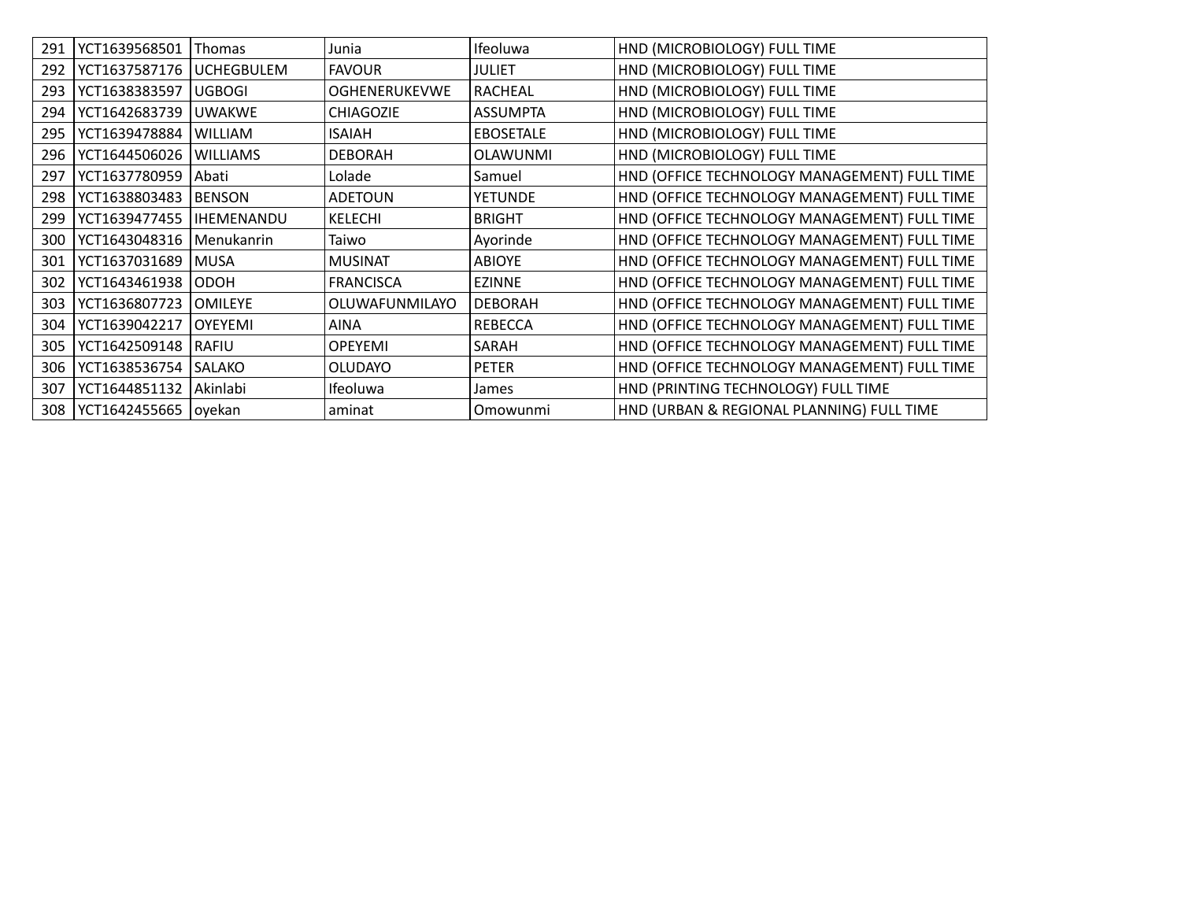| | | | | | |
|---|---|---|---|---|---|
| 291 | YCT1639568501 | Thomas | Junia | Ifeoluwa | HND (MICROBIOLOGY) FULL TIME |
| 292 | YCT1637587176 | UCHEGBULEM | FAVOUR | JULIET | HND (MICROBIOLOGY) FULL TIME |
| 293 | YCT1638383597 | UGBOGI | OGHENERUKEVWE | RACHEAL | HND (MICROBIOLOGY) FULL TIME |
| 294 | YCT1642683739 | UWAKWE | CHIAGOZIE | ASSUMPTA | HND (MICROBIOLOGY) FULL TIME |
| 295 | YCT1639478884 | WILLIAM | ISAIAH | EBOSETALE | HND (MICROBIOLOGY) FULL TIME |
| 296 | YCT1644506026 | WILLIAMS | DEBORAH | OLAWUNMI | HND (MICROBIOLOGY) FULL TIME |
| 297 | YCT1637780959 | Abati | Lolade | Samuel | HND (OFFICE TECHNOLOGY MANAGEMENT) FULL TIME |
| 298 | YCT1638803483 | BENSON | ADETOUN | YETUNDE | HND (OFFICE TECHNOLOGY MANAGEMENT) FULL TIME |
| 299 | YCT1639477455 | IHEMENANDU | KELECHI | BRIGHT | HND (OFFICE TECHNOLOGY MANAGEMENT) FULL TIME |
| 300 | YCT1643048316 | Menukanrin | Taiwo | Ayorinde | HND (OFFICE TECHNOLOGY MANAGEMENT) FULL TIME |
| 301 | YCT1637031689 | MUSA | MUSINAT | ABIOYE | HND (OFFICE TECHNOLOGY MANAGEMENT) FULL TIME |
| 302 | YCT1643461938 | ODOH | FRANCISCA | EZINNE | HND (OFFICE TECHNOLOGY MANAGEMENT) FULL TIME |
| 303 | YCT1636807723 | OMILEYE | OLUWAFUNMILAYO | DEBORAH | HND (OFFICE TECHNOLOGY MANAGEMENT) FULL TIME |
| 304 | YCT1639042217 | OYEYEMI | AINA | REBECCA | HND (OFFICE TECHNOLOGY MANAGEMENT) FULL TIME |
| 305 | YCT1642509148 | RAFIU | OPEYEMI | SARAH | HND (OFFICE TECHNOLOGY MANAGEMENT) FULL TIME |
| 306 | YCT1638536754 | SALAKO | OLUDAYO | PETER | HND (OFFICE TECHNOLOGY MANAGEMENT) FULL TIME |
| 307 | YCT1644851132 | Akinlabi | Ifeoluwa | James | HND (PRINTING TECHNOLOGY) FULL TIME |
| 308 | YCT1642455665 | oyekan | aminat | Omowunmi | HND (URBAN & REGIONAL PLANNING) FULL TIME |